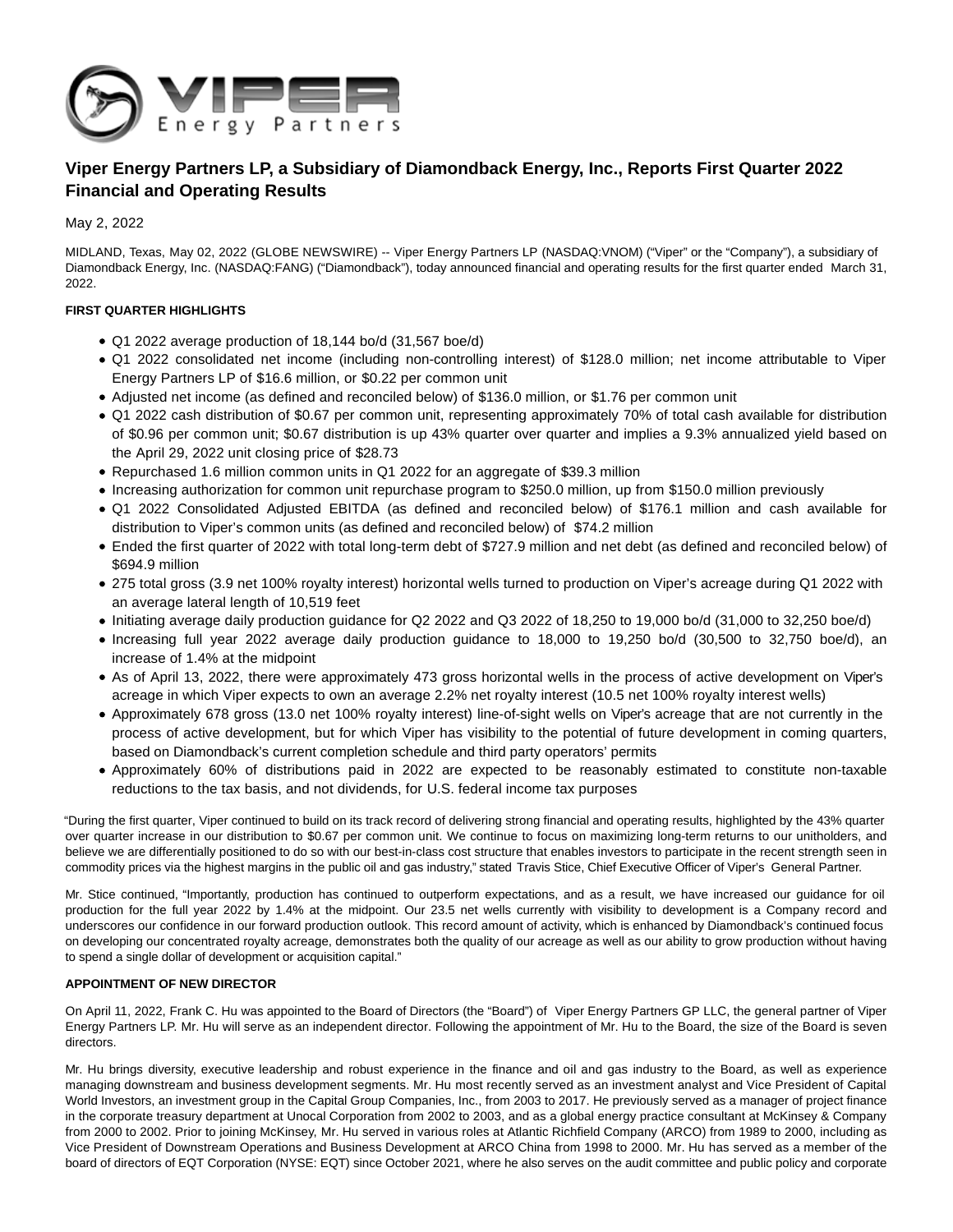# Viper Energy Partners LP, a Subsidiary of Diamondback Energy, Inc., Reports First Quarter 2022 Financial and Operating Results

May 2, 2022

MIDLAND, Texas, May 02, 2022 (GLOBE NEWSWIRE) -- Viper Energy Partners LP (NASDAQ:VNOM) ("Viper" or the "Company"), a subsidiary of Diamondback Energy, Inc. (NASDAQ:FANG) ("Diamondback"), today announced financial and operating results for the first quarter ended March 31, 2022.

**FIRST QUARTER HIGHLIGHTS**

- Q1 2022 average production of 18,144 bo/d (31,567 boe/d)
- Q1 2022 consolidated net income (including non-controlling interest) of $128.0 million; net income attributable to Viper Energy Partners LP of $16.6 million, or $0.22 per common unit
- Adjusted net income (as defined and reconciled below) of $136.0 million, or $1.76 per common unit
- Q1 2022 cash distribution of $0.67 per common unit, representing approximately 70% of total cash available for distribution of $0.96 per common unit; $0.67 distribution is up 43% quarter over quarter and implies a 9.3% annualized yield based on the April 29, 2022 unit closing price of $28.73
- Repurchased 1.6 million common units in Q1 2022 for an aggregate of $39.3 million
- Increasing authorization for common unit repurchase program to $250.0 million, up from $150.0 million previously
- Q1 2022 Consolidated Adjusted EBITDA (as defined and reconciled below) of $176.1 million and cash available for distribution to Viper's common units (as defined and reconciled below) of $74.2 million
- Ended the first quarter of 2022 with total long-term debt of $727.9 million and net debt (as defined and reconciled below) of $694.9 million
- 275 total gross (3.9 net 100% royalty interest) horizontal wells turned to production on Viper's acreage during Q1 2022 with an average lateral length of 10,519 feet
- Initiating average daily production guidance for Q2 2022 and Q3 2022 of 18,250 to 19,000 bo/d (31,000 to 32,250 boe/d)
- Increasing full year 2022 average daily production guidance to 18,000 to 19,250 bo/d (30,500 to 32,750 boe/d), an increase of 1.4% at the midpoint
- As of April 13, 2022, there were approximately 473 gross horizontal wells in the process of active development on Viper's acreage in which Viper expects to own an average 2.2% net royalty interest (10.5 net 100% royalty interest wells)
- Approximately 678 gross (13.0 net 100% royalty interest) line-of-sight wells on Viper's acreage that are not currently in the process of active development, but for which Viper has visibility to the potential of future development in coming quarters, based on Diamondback's current completion schedule and third party operators' permits
- Approximately 60% of distributions paid in 2022 are expected to be reasonably estimated to constitute non-taxable reductions to the tax basis, and not dividends, for U.S. federal income tax purposes

"During the first quarter, Viper continued to build on its track record of delivering strong financial and operating results, highlighted by the 43% quarter over quarter increase in our distribution to $0.67 per common unit. We continue to focus on maximizing long-term returns to our unitholders, and believe we are differentially positioned to do so with our best-in-class cost structure that enables investors to participate in the recent strength seen in commodity prices via the highest margins in the public oil and gas industry," stated Travis Stice, Chief Executive Officer of Viper's General Partner.

Mr. Stice continued, "Importantly, production has continued to outperform expectations, and as a result, we have increased our guidance for oil production for the full year 2022 by 1.4% at the midpoint. Our 23.5 net wells currently with visibility to development is a Company record and underscores our confidence in our forward production outlook. This record amount of activity, which is enhanced by Diamondback's continued focus on developing our concentrated royalty acreage, demonstrates both the quality of our acreage as well as our ability to grow production without having to spend a single dollar of development or acquisition capital."

**APPOINTMENT OF NEW DIRECTOR**

On April 11, 2022, Frank C. Hu was appointed to the Board of Directors (the "Board") of Viper Energy Partners GP LLC, the general partner of Viper Energy Partners LP. Mr. Hu will serve as an independent director. Following the appointment of Mr. Hu to the Board, the size of the Board is seven directors.

Mr. Hu brings diversity, executive leadership and robust experience in the finance and oil and gas industry to the Board, as well as experience managing downstream and business development segments. Mr. Hu most recently served as an investment analyst and Vice President of Capital World Investors, an investment group in the Capital Group Companies, Inc., from 2003 to 2017. He previously served as a manager of project finance in the corporate treasury department at Unocal Corporation from 2002 to 2003, and as a global energy practice consultant at McKinsey & Company from 2000 to 2002. Prior to joining McKinsey, Mr. Hu served in various roles at Atlantic Richfield Company (ARCO) from 1989 to 2000, including as Vice President of Downstream Operations and Business Development at ARCO China from 1998 to 2000. Mr. Hu has served as a member of the board of directors of EQT Corporation (NYSE: EQT) since October 2021, where he also serves on the audit committee and public policy and corporate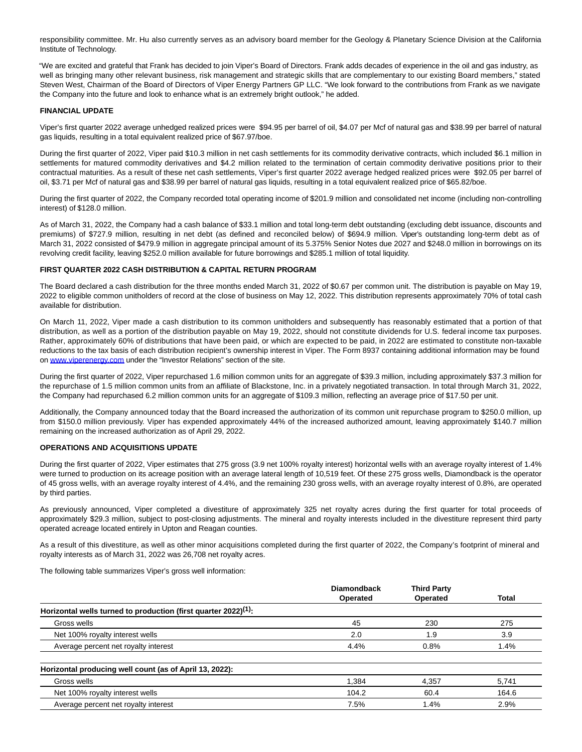responsibility committee. Mr. Hu also currently serves as an advisory board member for the Geology & Planetary Science Division at the California Institute of Technology.

"We are excited and grateful that Frank has decided to join Viper's Board of Directors. Frank adds decades of experience in the oil and gas industry, as well as bringing many other relevant business, risk management and strategic skills that are complementary to our existing Board members," stated Steven West, Chairman of the Board of Directors of Viper Energy Partners GP LLC. "We look forward to the contributions from Frank as we navigate the Company into the future and look to enhance what is an extremely bright outlook," he added.

**FINANCIAL UPDATE**

Viper's first quarter 2022 average unhedged realized prices were $94.95 per barrel of oil, $4.07 per Mcf of natural gas and $38.99 per barrel of natural gas liquids, resulting in a total equivalent realized price of $67.97/boe.

During the first quarter of 2022, Viper paid $10.3 million in net cash settlements for its commodity derivative contracts, which included $6.1 million in settlements for matured commodity derivatives and $4.2 million related to the termination of certain commodity derivative positions prior to their contractual maturities. As a result of these net cash settlements, Viper's first quarter 2022 average hedged realized prices were $92.05 per barrel of oil, $3.71 per Mcf of natural gas and $38.99 per barrel of natural gas liquids, resulting in a total equivalent realized price of $65.82/boe.

During the first quarter of 2022, the Company recorded total operating income of $201.9 million and consolidated net income (including non-controlling interest) of $128.0 million.

As of March 31, 2022, the Company had a cash balance of $33.1 million and total long-term debt outstanding (excluding debt issuance, discounts and premiums) of $727.9 million, resulting in net debt (as defined and reconciled below) of $694.9 million. Viper's outstanding long-term debt as of March 31, 2022 consisted of $479.9 million in aggregate principal amount of its 5.375% Senior Notes due 2027 and $248.0 million in borrowings on its revolving credit facility, leaving $252.0 million available for future borrowings and $285.1 million of total liquidity.

**FIRST QUARTER 2022 CASH DISTRIBUTION & CAPITAL RETURN PROGRAM**

The Board declared a cash distribution for the three months ended March 31, 2022 of $0.67 per common unit. The distribution is payable on May 19, 2022 to eligible common unitholders of record at the close of business on May 12, 2022. This distribution represents approximately 70% of total cash available for distribution.

On March 11, 2022, Viper made a cash distribution to its common unitholders and subsequently has reasonably estimated that a portion of that distribution, as well as a portion of the distribution payable on May 19, 2022, should not constitute dividends for U.S. federal income tax purposes. Rather, approximately 60% of distributions that have been paid, or which are expected to be paid, in 2022 are estimated to constitute non-taxable reductions to the tax basis of each distribution recipient's ownership interest in Viper. The Form 8937 containing additional information may be found on www.viperenergy.com under the "Investor Relations" section of the site.

During the first quarter of 2022, Viper repurchased 1.6 million common units for an aggregate of $39.3 million, including approximately $37.3 million for the repurchase of 1.5 million common units from an affiliate of Blackstone, Inc. in a privately negotiated transaction. In total through March 31, 2022, the Company had repurchased 6.2 million common units for an aggregate of $109.3 million, reflecting an average price of $17.50 per unit.

Additionally, the Company announced today that the Board increased the authorization of its common unit repurchase program to $250.0 million, up from $150.0 million previously. Viper has expended approximately 44% of the increased authorized amount, leaving approximately $140.7 million remaining on the increased authorization as of April 29, 2022.

**OPERATIONS AND ACQUISITIONS UPDATE**

During the first quarter of 2022, Viper estimates that 275 gross (3.9 net 100% royalty interest) horizontal wells with an average royalty interest of 1.4% were turned to production on its acreage position with an average lateral length of 10,519 feet. Of these 275 gross wells, Diamondback is the operator of 45 gross wells, with an average royalty interest of 4.4%, and the remaining 230 gross wells, with an average royalty interest of 0.8%, are operated by third parties.

As previously announced, Viper completed a divestiture of approximately 325 net royalty acres during the first quarter for total proceeds of approximately $29.3 million, subject to post-closing adjustments. The mineral and royalty interests included in the divestiture represent third party operated acreage located entirely in Upton and Reagan counties.

As a result of this divestiture, as well as other minor acquisitions completed during the first quarter of 2022, the Company's footprint of mineral and royalty interests as of March 31, 2022 was 26,708 net royalty acres.

The following table summarizes Viper's gross well information:

| | Diamondback Operated | Third Party Operated | Total |
|---|---|---|---|
| **Horizontal wells turned to production (first quarter 2022)[(1)]:** | | | |
| Gross wells | 45 | 230 | 275 |
| Net 100% royalty interest wells | 2.0 | 1.9 | 3.9 |
| Average percent net royalty interest | 4.4% | 0.8% | 1.4% |
| **Horizontal producing well count (as of April 13, 2022):** | | | |
| Gross wells | 1,384 | 4,357 | 5,741 |
| Net 100% royalty interest wells | 104.2 | 60.4 | 164.6 |
| Average percent net royalty interest | 7.5% | 1.4% | 2.9% |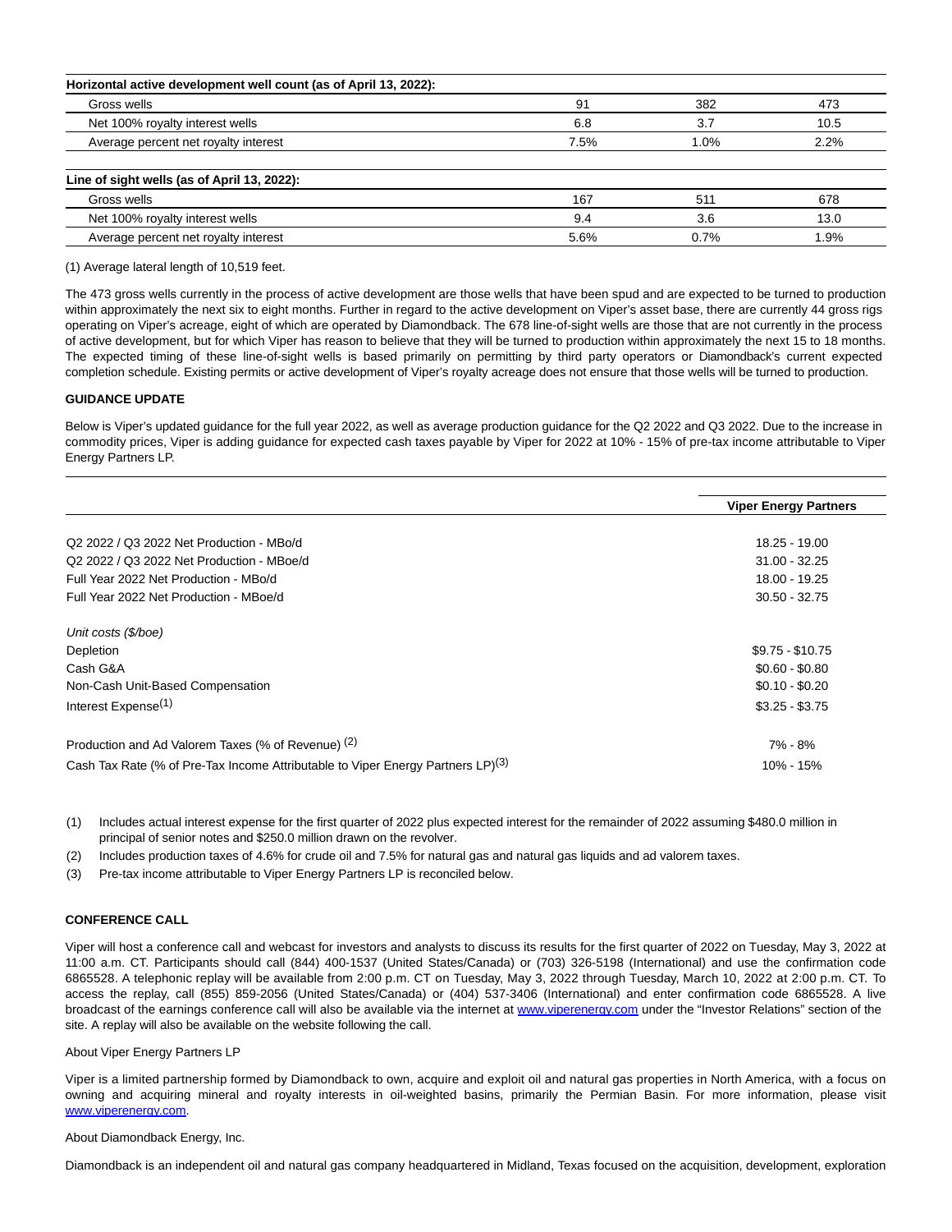| Horizontal active development well count (as of April 13, 2022): | | | |
| --- | --- | --- | --- |
| Gross wells | 91 | 382 | 473 |
| Net 100% royalty interest wells | 6.8 | 3.7 | 10.5 |
| Average percent net royalty interest | 7.5% | 1.0% | 2.2% |
| **Line of sight wells (as of April 13, 2022):** | | | |
| Gross wells | 167 | 511 | 678 |
| Net 100% royalty interest wells | 9.4 | 3.6 | 13.0 |
| Average percent net royalty interest | 5.6% | 0.7% | 1.9% |

(1) Average lateral length of 10,519 feet.

The 473 gross wells currently in the process of active development are those wells that have been spud and are expected to be turned to production within approximately the next six to eight months. Further in regard to the active development on Viper's asset base, there are currently 44 gross rigs operating on Viper's acreage, eight of which are operated by Diamondback. The 678 line-of-sight wells are those that are not currently in the process of active development, but for which Viper has reason to believe that they will be turned to production within approximately the next 15 to 18 months. The expected timing of these line-of-sight wells is based primarily on permitting by third party operators or Diamondback's current expected completion schedule. Existing permits or active development of Viper's royalty acreage does not ensure that those wells will be turned to production.

**GUIDANCE UPDATE**

Below is Viper's updated guidance for the full year 2022, as well as average production guidance for the Q2 2022 and Q3 2022. Due to the increase in commodity prices, Viper is adding guidance for expected cash taxes payable by Viper for 2022 at 10% - 15% of pre-tax income attributable to Viper Energy Partners LP.

| | Viper Energy Partners |
| --- | --- |
| Q2 2022 / Q3 2022 Net Production - MBo/d | 18.25 - 19.00 |
| Q2 2022 / Q3 2022 Net Production - MBoe/d | 31.00 - 32.25 |
| Full Year 2022 Net Production - MBo/d | 18.00 - 19.25 |
| Full Year 2022 Net Production - MBoe/d | 30.50 - 32.75 |
| *Unit costs ($/boe)* | |
| Depletion | $9.75 - $10.75 |
| Cash G&A | $0.60 - $0.80 |
| Non-Cash Unit-Based Compensation | $0.10 - $0.20 |
| Interest Expense(1) | $3.25 - $3.75 |
| Production and Ad Valorem Taxes (% of Revenue) (2) | 7% - 8% |
| Cash Tax Rate (% of Pre-Tax Income Attributable to Viper Energy Partners LP)(3) | 10% - 15% |

(1) Includes actual interest expense for the first quarter of 2022 plus expected interest for the remainder of 2022 assuming $480.0 million in principal of senior notes and $250.0 million drawn on the revolver.

(2) Includes production taxes of 4.6% for crude oil and 7.5% for natural gas and natural gas liquids and ad valorem taxes.

(3) Pre-tax income attributable to Viper Energy Partners LP is reconciled below.

**CONFERENCE CALL**

Viper will host a conference call and webcast for investors and analysts to discuss its results for the first quarter of 2022 on Tuesday, May 3, 2022 at 11:00 a.m. CT. Participants should call (844) 400-1537 (United States/Canada) or (703) 326-5198 (International) and use the confirmation code 6865528. A telephonic replay will be available from 2:00 p.m. CT on Tuesday, May 3, 2022 through Tuesday, March 10, 2022 at 2:00 p.m. CT. To access the replay, call (855) 859-2056 (United States/Canada) or (404) 537-3406 (International) and enter confirmation code 6865528. A live broadcast of the earnings conference call will also be available via the internet at www.viperenergy.com under the "Investor Relations" section of the site. A replay will also be available on the website following the call.

About Viper Energy Partners LP

Viper is a limited partnership formed by Diamondback to own, acquire and exploit oil and natural gas properties in North America, with a focus on owning and acquiring mineral and royalty interests in oil-weighted basins, primarily the Permian Basin. For more information, please visit www.viperenergy.com.

About Diamondback Energy, Inc.

Diamondback is an independent oil and natural gas company headquartered in Midland, Texas focused on the acquisition, development, exploration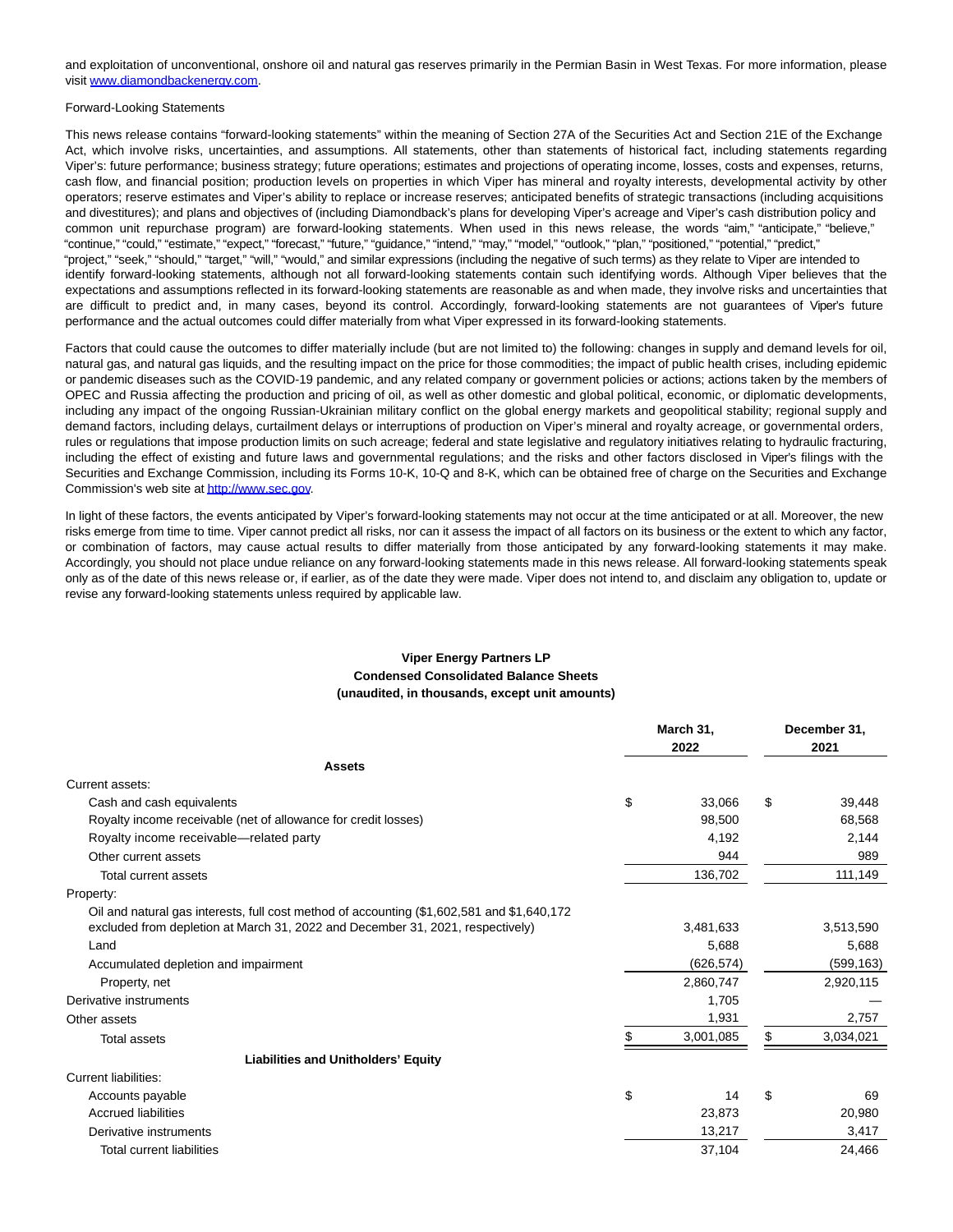and exploitation of unconventional, onshore oil and natural gas reserves primarily in the Permian Basin in West Texas. For more information, please visit www.diamondbackenergy.com.

Forward-Looking Statements

This news release contains “forward-looking statements” within the meaning of Section 27A of the Securities Act and Section 21E of the Exchange Act, which involve risks, uncertainties, and assumptions. All statements, other than statements of historical fact, including statements regarding Viper’s: future performance; business strategy; future operations; estimates and projections of operating income, losses, costs and expenses, returns, cash flow, and financial position; production levels on properties in which Viper has mineral and royalty interests, developmental activity by other operators; reserve estimates and Viper’s ability to replace or increase reserves; anticipated benefits of strategic transactions (including acquisitions and divestitures); and plans and objectives of (including Diamondback’s plans for developing Viper’s acreage and Viper’s cash distribution policy and common unit repurchase program) are forward-looking statements. When used in this news release, the words “aim,” “anticipate,” “believe,” “continue,” “could,” “estimate,” “expect,” “forecast,” “future,” “guidance,” “intend,” “may,” “model,” “outlook,” “plan,” “positioned,” “potential,” “predict,” “project,” “seek,” “should,” “target,” “will,” “would,” and similar expressions (including the negative of such terms) as they relate to Viper are intended to identify forward-looking statements, although not all forward-looking statements contain such identifying words. Although Viper believes that the expectations and assumptions reflected in its forward-looking statements are reasonable as and when made, they involve risks and uncertainties that are difficult to predict and, in many cases, beyond its control. Accordingly, forward-looking statements are not guarantees of Viper's future performance and the actual outcomes could differ materially from what Viper expressed in its forward-looking statements.

Factors that could cause the outcomes to differ materially include (but are not limited to) the following: changes in supply and demand levels for oil, natural gas, and natural gas liquids, and the resulting impact on the price for those commodities; the impact of public health crises, including epidemic or pandemic diseases such as the COVID-19 pandemic, and any related company or government policies or actions; actions taken by the members of OPEC and Russia affecting the production and pricing of oil, as well as other domestic and global political, economic, or diplomatic developments, including any impact of the ongoing Russian-Ukrainian military conflict on the global energy markets and geopolitical stability; regional supply and demand factors, including delays, curtailment delays or interruptions of production on Viper’s mineral and royalty acreage, or governmental orders, rules or regulations that impose production limits on such acreage; federal and state legislative and regulatory initiatives relating to hydraulic fracturing, including the effect of existing and future laws and governmental regulations; and the risks and other factors disclosed in Viper's filings with the Securities and Exchange Commission, including its Forms 10-K, 10-Q and 8-K, which can be obtained free of charge on the Securities and Exchange Commission's web site at http://www.sec.gov.

In light of these factors, the events anticipated by Viper’s forward-looking statements may not occur at the time anticipated or at all. Moreover, the new risks emerge from time to time. Viper cannot predict all risks, nor can it assess the impact of all factors on its business or the extent to which any factor, or combination of factors, may cause actual results to differ materially from those anticipated by any forward-looking statements it may make. Accordingly, you should not place undue reliance on any forward-looking statements made in this news release. All forward-looking statements speak only as of the date of this news release or, if earlier, as of the date they were made. Viper does not intend to, and disclaim any obligation to, update or revise any forward-looking statements unless required by applicable law.

**Viper Energy Partners LP**
**Condensed Consolidated Balance Sheets**
**(unaudited, in thousands, except unit amounts)**

| | March 31, 2022 | December 31, 2021 |
|---|---|---|
| **Assets** | | |
| Current assets: | | |
| Cash and cash equivalents | $ 33,066 | $ 39,448 |
| Royalty income receivable (net of allowance for credit losses) | 98,500 | 68,568 |
| Royalty income receivable—related party | 4,192 | 2,144 |
| Other current assets | 944 | 989 |
| Total current assets | 136,702 | 111,149 |
| Property: | | |
| Oil and natural gas interests, full cost method of accounting ($1,602,581 and $1,640,172 excluded from depletion at March 31, 2022 and December 31, 2021, respectively) | 3,481,633 | 3,513,590 |
| Land | 5,688 | 5,688 |
| Accumulated depletion and impairment | (626,574) | (599,163) |
| Property, net | 2,860,747 | 2,920,115 |
| Derivative instruments | 1,705 | — |
| Other assets | 1,931 | 2,757 |
| Total assets | $ 3,001,085 | $ 3,034,021 |
| **Liabilities and Unitholders’ Equity** | | |
| Current liabilities: | | |
| Accounts payable | $ 14 | $ 69 |
| Accrued liabilities | 23,873 | 20,980 |
| Derivative instruments | 13,217 | 3,417 |
| Total current liabilities | 37,104 | 24,466 |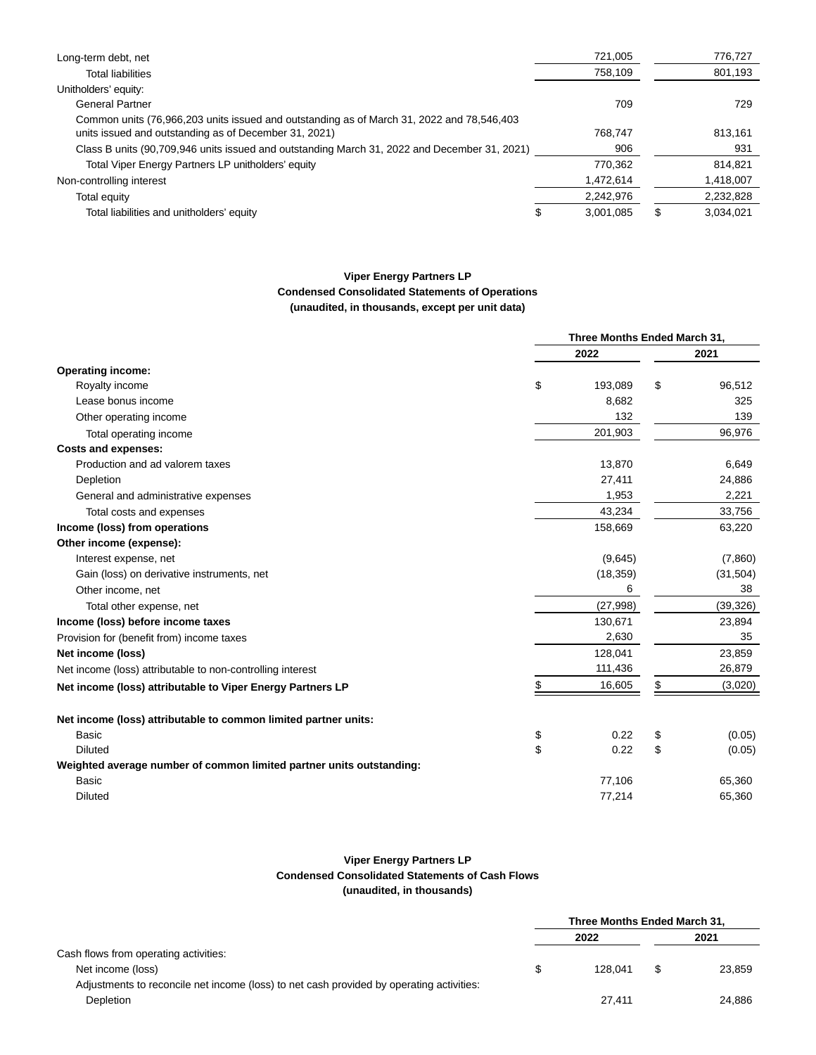| | | |
|---|---|---|
| Long-term debt, net | 721,005 | 776,727 |
| Total liabilities | 758,109 | 801,193 |
| Unitholders' equity: | | |
| General Partner | 709 | 729 |
| Common units (76,966,203 units issued and outstanding as of March 31, 2022 and 78,546,403 units issued and outstanding as of December 31, 2021) | 768,747 | 813,161 |
| Class B units (90,709,946 units issued and outstanding March 31, 2022 and December 31, 2021) | 906 | 931 |
| Total Viper Energy Partners LP unitholders' equity | 770,362 | 814,821 |
| Non-controlling interest | 1,472,614 | 1,418,007 |
| Total equity | 2,242,976 | 2,232,828 |
| Total liabilities and unitholders' equity | $ 3,001,085 | $ 3,034,021 |

**Viper Energy Partners LP**
**Condensed Consolidated Statements of Operations**
**(unaudited, in thousands, except per unit data)**

| | Three Months Ended March 31, | |
|---|---|---|
| | 2022 | 2021 |
| **Operating income:** | | |
| Royalty income | $ 193,089 | $ 96,512 |
| Lease bonus income | 8,682 | 325 |
| Other operating income | 132 | 139 |
| Total operating income | 201,903 | 96,976 |
| **Costs and expenses:** | | |
| Production and ad valorem taxes | 13,870 | 6,649 |
| Depletion | 27,411 | 24,886 |
| General and administrative expenses | 1,953 | 2,221 |
| Total costs and expenses | 43,234 | 33,756 |
| **Income (loss) from operations** | 158,669 | 63,220 |
| **Other income (expense):** | | |
| Interest expense, net | (9,645) | (7,860) |
| Gain (loss) on derivative instruments, net | (18,359) | (31,504) |
| Other income, net | 6 | 38 |
| Total other expense, net | (27,998) | (39,326) |
| **Income (loss) before income taxes** | 130,671 | 23,894 |
| Provision for (benefit from) income taxes | 2,630 | 35 |
| **Net income (loss)** | 128,041 | 23,859 |
| Net income (loss) attributable to non-controlling interest | 111,436 | 26,879 |
| **Net income (loss) attributable to Viper Energy Partners LP** | $ 16,605 | $ (3,020) |
| | | |
| **Net income (loss) attributable to common limited partner units:** | | |
| Basic | $ 0.22 | $ (0.05) |
| Diluted | $ 0.22 | $ (0.05) |
| **Weighted average number of common limited partner units outstanding:** | | |
| Basic | 77,106 | 65,360 |
| Diluted | 77,214 | 65,360 |

**Viper Energy Partners LP**
**Condensed Consolidated Statements of Cash Flows**
**(unaudited, in thousands)**

| | Three Months Ended March 31, | |
|---|---|---|
| | 2022 | 2021 |
| Cash flows from operating activities: | | |
| Net income (loss) | $ 128,041 | $ 23,859 |
| Adjustments to reconcile net income (loss) to net cash provided by operating activities: | | |
| Depletion | 27,411 | 24,886 |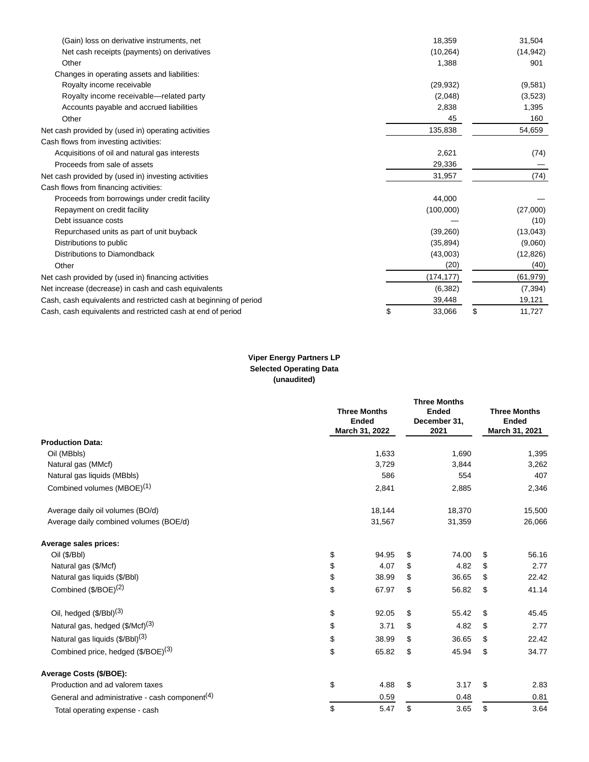| | | |
|---|---|---|
| (Gain) loss on derivative instruments, net | 18,359 | 31,504 |
| Net cash receipts (payments) on derivatives | (10,264) | (14,942) |
| Other | 1,388 | 901 |
| Changes in operating assets and liabilities: | | |
| Royalty income receivable | (29,932) | (9,581) |
| Royalty income receivable—related party | (2,048) | (3,523) |
| Accounts payable and accrued liabilities | 2,838 | 1,395 |
| Other | 45 | 160 |
| Net cash provided by (used in) operating activities | 135,838 | 54,659 |
| Cash flows from investing activities: | | |
| Acquisitions of oil and natural gas interests | 2,621 | (74) |
| Proceeds from sale of assets | 29,336 | — |
| Net cash provided by (used in) investing activities | 31,957 | (74) |
| Cash flows from financing activities: | | |
| Proceeds from borrowings under credit facility | 44,000 | — |
| Repayment on credit facility | (100,000) | (27,000) |
| Debt issuance costs | — | (10) |
| Repurchased units as part of unit buyback | (39,260) | (13,043) |
| Distributions to public | (35,894) | (9,060) |
| Distributions to Diamondback | (43,003) | (12,826) |
| Other | (20) | (40) |
| Net cash provided by (used in) financing activities | (174,177) | (61,979) |
| Net increase (decrease) in cash and cash equivalents | (6,382) | (7,394) |
| Cash, cash equivalents and restricted cash at beginning of period | 39,448 | 19,121 |
| Cash, cash equivalents and restricted cash at end of period | $ 33,066 | $ 11,727 |

**Viper Energy Partners LP**
**Selected Operating Data**
**(unaudited)**

| | Three Months Ended March 31, 2022 | Three Months Ended December 31, 2021 | Three Months Ended March 31, 2021 |
|---|---|---|---|
| **Production Data:** | | | |
| Oil (MBbls) | 1,633 | 1,690 | 1,395 |
| Natural gas (MMcf) | 3,729 | 3,844 | 3,262 |
| Natural gas liquids (MBbls) | 586 | 554 | 407 |
| Combined volumes (MBOE)(1) | 2,841 | 2,885 | 2,346 |
| | | | |
| Average daily oil volumes (BO/d) | 18,144 | 18,370 | 15,500 |
| Average daily combined volumes (BOE/d) | 31,567 | 31,359 | 26,066 |
| | | | |
| **Average sales prices:** | | | |
| Oil ($/Bbl) | $ 94.95 | $ 74.00 | $ 56.16 |
| Natural gas ($/Mcf) | $ 4.07 | $ 4.82 | $ 2.77 |
| Natural gas liquids ($/Bbl) | $ 38.99 | $ 36.65 | $ 22.42 |
| Combined ($/BOE)(2) | $ 67.97 | $ 56.82 | $ 41.14 |
| | | | |
| Oil, hedged ($/Bbl)(3) | $ 92.05 | $ 55.42 | $ 45.45 |
| Natural gas, hedged ($/Mcf)(3) | $ 3.71 | $ 4.82 | $ 2.77 |
| Natural gas liquids ($/Bbl)(3) | $ 38.99 | $ 36.65 | $ 22.42 |
| Combined price, hedged ($/BOE)(3) | $ 65.82 | $ 45.94 | $ 34.77 |
| | | | |
| **Average Costs ($/BOE):** | | | |
| Production and ad valorem taxes | $ 4.88 | $ 3.17 | $ 2.83 |
| General and administrative - cash component(4) | 0.59 | 0.48 | 0.81 |
| Total operating expense - cash | $ 5.47 | $ 3.65 | $ 3.64 |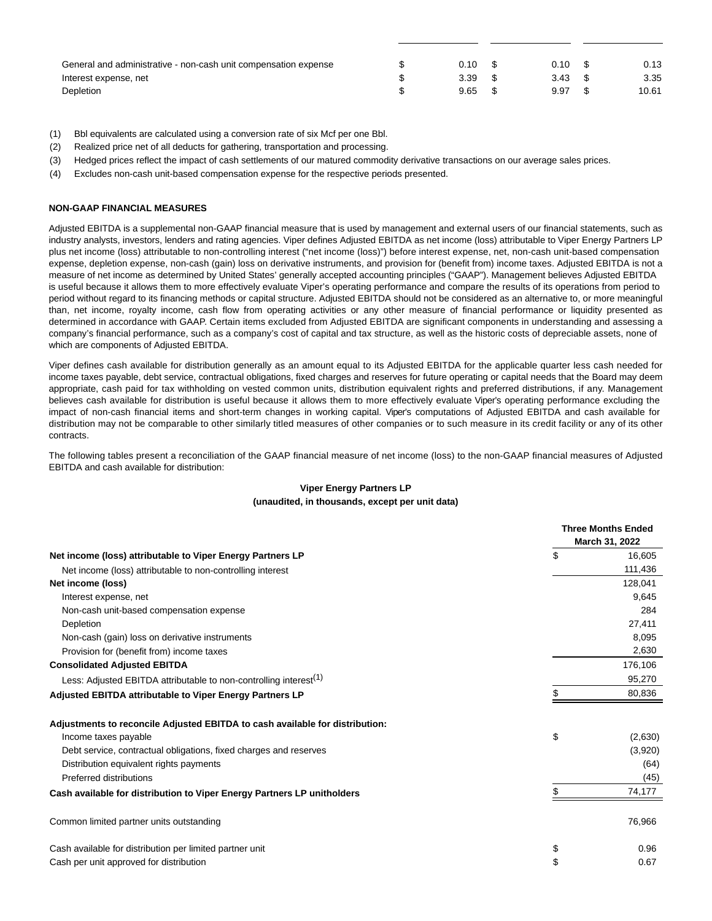| | | | |
|---|---|---|---|
| General and administrative - non-cash unit compensation expense | $ 0.10 | $ 0.10 | $ 0.13 |
| Interest expense, net | $ 3.39 | $ 3.43 | $ 3.35 |
| Depletion | $ 9.65 | $ 9.97 | $ 10.61 |

(1) Bbl equivalents are calculated using a conversion rate of six Mcf per one Bbl.

(2) Realized price net of all deducts for gathering, transportation and processing.

(3) Hedged prices reflect the impact of cash settlements of our matured commodity derivative transactions on our average sales prices.

(4) Excludes non-cash unit-based compensation expense for the respective periods presented.

**NON-GAAP FINANCIAL MEASURES**

Adjusted EBITDA is a supplemental non-GAAP financial measure that is used by management and external users of our financial statements, such as industry analysts, investors, lenders and rating agencies. Viper defines Adjusted EBITDA as net income (loss) attributable to Viper Energy Partners LP plus net income (loss) attributable to non-controlling interest ("net income (loss)") before interest expense, net, non-cash unit-based compensation expense, depletion expense, non-cash (gain) loss on derivative instruments, and provision for (benefit from) income taxes. Adjusted EBITDA is not a measure of net income as determined by United States' generally accepted accounting principles ("GAAP"). Management believes Adjusted EBITDA is useful because it allows them to more effectively evaluate Viper's operating performance and compare the results of its operations from period to period without regard to its financing methods or capital structure. Adjusted EBITDA should not be considered as an alternative to, or more meaningful than, net income, royalty income, cash flow from operating activities or any other measure of financial performance or liquidity presented as determined in accordance with GAAP. Certain items excluded from Adjusted EBITDA are significant components in understanding and assessing a company's financial performance, such as a company's cost of capital and tax structure, as well as the historic costs of depreciable assets, none of which are components of Adjusted EBITDA.

Viper defines cash available for distribution generally as an amount equal to its Adjusted EBITDA for the applicable quarter less cash needed for income taxes payable, debt service, contractual obligations, fixed charges and reserves for future operating or capital needs that the Board may deem appropriate, cash paid for tax withholding on vested common units, distribution equivalent rights and preferred distributions, if any. Management believes cash available for distribution is useful because it allows them to more effectively evaluate Viper's operating performance excluding the impact of non-cash financial items and short-term changes in working capital. Viper's computations of Adjusted EBITDA and cash available for distribution may not be comparable to other similarly titled measures of other companies or to such measure in its credit facility or any of its other contracts.

The following tables present a reconciliation of the GAAP financial measure of net income (loss) to the non-GAAP financial measures of Adjusted EBITDA and cash available for distribution:

**Viper Energy Partners LP**
**(unaudited, in thousands, except per unit data)**

| | Three Months Ended March 31, 2022 |
|---|---|
| **Net income (loss) attributable to Viper Energy Partners LP** | $ 16,605 |
| Net income (loss) attributable to non-controlling interest | 111,436 |
| **Net income (loss)** | 128,041 |
| Interest expense, net | 9,645 |
| Non-cash unit-based compensation expense | 284 |
| Depletion | 27,411 |
| Non-cash (gain) loss on derivative instruments | 8,095 |
| Provision for (benefit from) income taxes | 2,630 |
| **Consolidated Adjusted EBITDA** | 176,106 |
| Less: Adjusted EBITDA attributable to non-controlling interest(1) | 95,270 |
| **Adjusted EBITDA attributable to Viper Energy Partners LP** | $ 80,836 |
| | |
| **Adjustments to reconcile Adjusted EBITDA to cash available for distribution:** | |
| Income taxes payable | $ (2,630) |
| Debt service, contractual obligations, fixed charges and reserves | (3,920) |
| Distribution equivalent rights payments | (64) |
| Preferred distributions | (45) |
| **Cash available for distribution to Viper Energy Partners LP unitholders** | $ 74,177 |
| | |
| Common limited partner units outstanding | 76,966 |
| | |
| Cash available for distribution per limited partner unit | $ 0.96 |
| Cash per unit approved for distribution | $ 0.67 |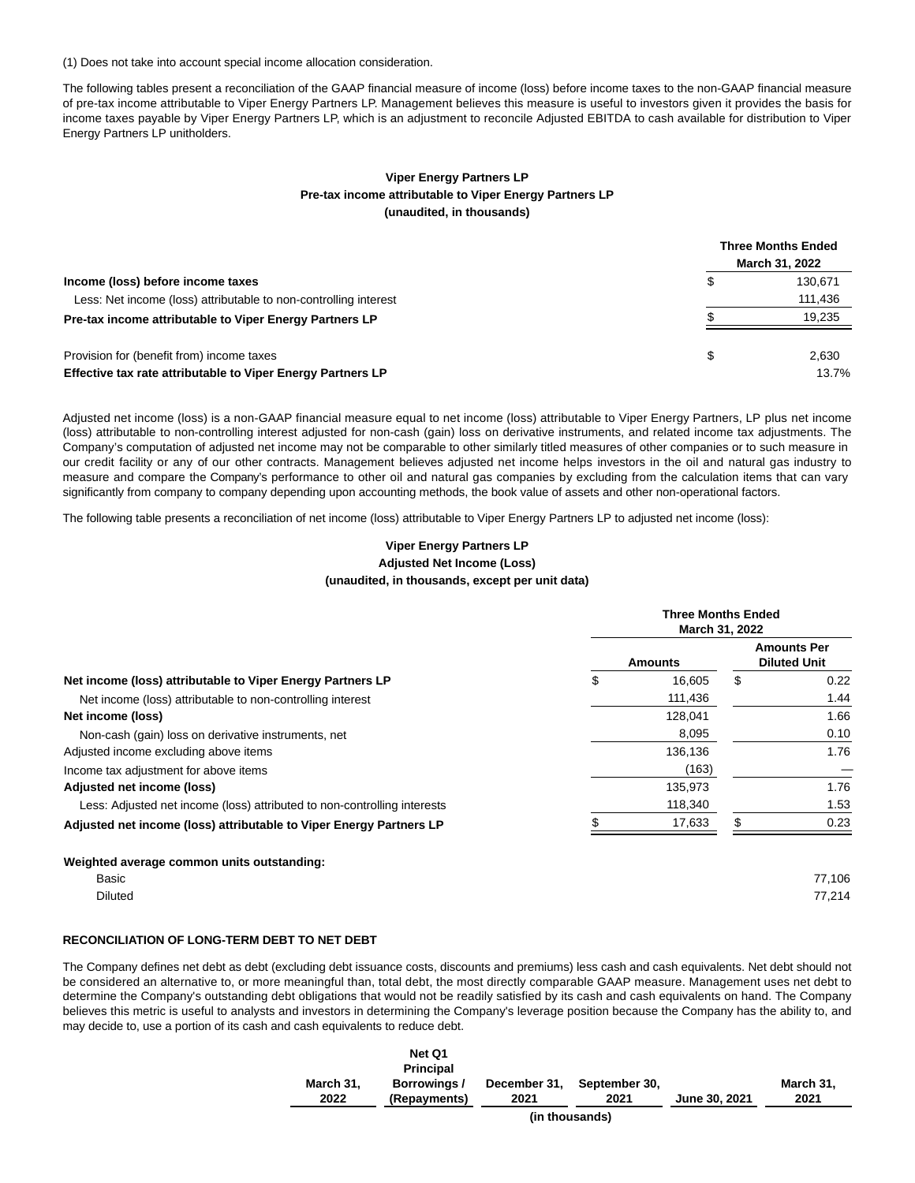(1) Does not take into account special income allocation consideration.

The following tables present a reconciliation of the GAAP financial measure of income (loss) before income taxes to the non-GAAP financial measure of pre-tax income attributable to Viper Energy Partners LP. Management believes this measure is useful to investors given it provides the basis for income taxes payable by Viper Energy Partners LP, which is an adjustment to reconcile Adjusted EBITDA to cash available for distribution to Viper Energy Partners LP unitholders.

**Viper Energy Partners LP**
**Pre-tax income attributable to Viper Energy Partners LP**
**(unaudited, in thousands)**

| | Three Months Ended March 31, 2022 |
|---|---|
| **Income (loss) before income taxes** | $ 130,671 |
| Less: Net income (loss) attributable to non-controlling interest | 111,436 |
| **Pre-tax income attributable to Viper Energy Partners LP** | $ 19,235 |
| | |
| Provision for (benefit from) income taxes | $ 2,630 |
| **Effective tax rate attributable to Viper Energy Partners LP** | 13.7% |

Adjusted net income (loss) is a non-GAAP financial measure equal to net income (loss) attributable to Viper Energy Partners, LP plus net income (loss) attributable to non-controlling interest adjusted for non-cash (gain) loss on derivative instruments, and related income tax adjustments. The Company's computation of adjusted net income may not be comparable to other similarly titled measures of other companies or to such measure in our credit facility or any of our other contracts. Management believes adjusted net income helps investors in the oil and natural gas industry to measure and compare the Company's performance to other oil and natural gas companies by excluding from the calculation items that can vary significantly from company to company depending upon accounting methods, the book value of assets and other non-operational factors.

The following table presents a reconciliation of net income (loss) attributable to Viper Energy Partners LP to adjusted net income (loss):

**Viper Energy Partners LP**
**Adjusted Net Income (Loss)**
**(unaudited, in thousands, except per unit data)**

| | Three Months Ended March 31, 2022 | |
|---|---|---|
| | **Amounts** | **Amounts Per Diluted Unit** |
| **Net income (loss) attributable to Viper Energy Partners LP** | $ 16,605 | $ 0.22 |
| Net income (loss) attributable to non-controlling interest | 111,436 | 1.44 |
| **Net income (loss)** | 128,041 | 1.66 |
| Non-cash (gain) loss on derivative instruments, net | 8,095 | 0.10 |
| Adjusted income excluding above items | 136,136 | 1.76 |
| Income tax adjustment for above items | (163) | — |
| **Adjusted net income (loss)** | 135,973 | 1.76 |
| Less: Adjusted net income (loss) attributed to non-controlling interests | 118,340 | 1.53 |
| **Adjusted net income (loss) attributable to Viper Energy Partners LP** | $ 17,633 | $ 0.23 |
| | | |
| **Weighted average common units outstanding:** | | |
| Basic | | 77,106 |
| Diluted | | 77,214 |

**RECONCILIATION OF LONG-TERM DEBT TO NET DEBT**

The Company defines net debt as debt (excluding debt issuance costs, discounts and premiums) less cash and cash equivalents. Net debt should not be considered an alternative to, or more meaningful than, total debt, the most directly comparable GAAP measure. Management uses net debt to determine the Company's outstanding debt obligations that would not be readily satisfied by its cash and cash equivalents on hand. The Company believes this metric is useful to analysts and investors in determining the Company's leverage position because the Company has the ability to, and may decide to, use a portion of its cash and cash equivalents to reduce debt.

| | March 31, 2022 | Net Q1 Principal Borrowings / (Repayments) | December 31, 2021 | September 30, 2021 | June 30, 2021 | March 31, 2021 |
|---|---|---|---|---|---|---|
| | (in thousands) | | | | | |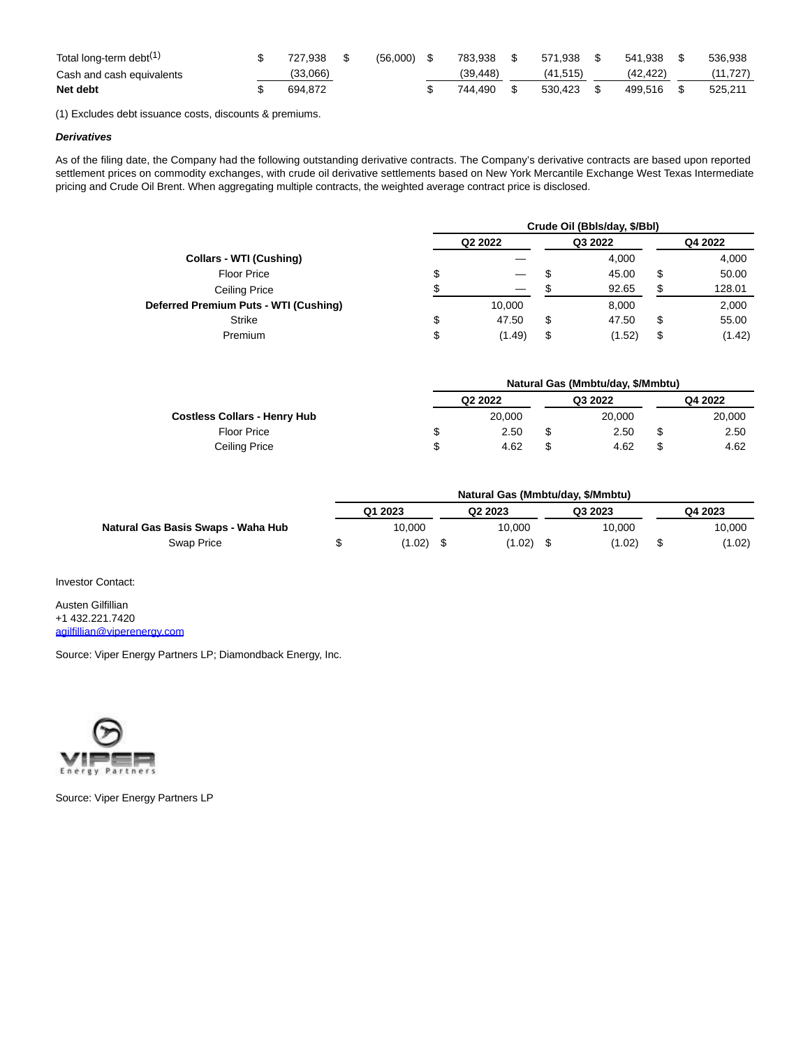| | | | | | |
|---|---|---|---|---|---|
| Total long-term debt[(1)] | $ 727,938 | $ (56,000) | $ 783,938 | $ 571,938 | $ 541,938 | $ 536,938 |
| Cash and cash equivalents | (33,066) | | (39,448) | (41,515) | (42,422) | (11,727) |
| **Net debt** | $ 694,872 | | $ 744,490 | $ 530,423 | $ 499,516 | $ 525,211 |

(1) Excludes debt issuance costs, discounts & premiums.

***Derivatives***

As of the filing date, the Company had the following outstanding derivative contracts. The Company's derivative contracts are based upon reported settlement prices on commodity exchanges, with crude oil derivative settlements based on New York Mercantile Exchange West Texas Intermediate pricing and Crude Oil Brent. When aggregating multiple contracts, the weighted average contract price is disclosed.

| | Crude Oil (Bbls/day, $/Bbl) | | |
|---|---|---|---|
| | **Q2 2022** | **Q3 2022** | **Q4 2022** |
| **Collars - WTI (Cushing)** | — | 4,000 | 4,000 |
| Floor Price | $ — | $ 45.00 | $ 50.00 |
| Ceiling Price | $ — | $ 92.65 | $ 128.01 |
| **Deferred Premium Puts - WTI (Cushing)** | 10,000 | 8,000 | 2,000 |
| Strike | $ 47.50 | $ 47.50 | $ 55.00 |
| Premium | $ (1.49) | $ (1.52) | $ (1.42) |

| | Natural Gas (Mmbtu/day, $/Mmbtu) | | |
|---|---|---|---|
| | **Q2 2022** | **Q3 2022** | **Q4 2022** |
| **Costless Collars - Henry Hub** | 20,000 | 20,000 | 20,000 |
| Floor Price | $ 2.50 | $ 2.50 | $ 2.50 |
| Ceiling Price | $ 4.62 | $ 4.62 | $ 4.62 |

| | Natural Gas (Mmbtu/day, $/Mmbtu) | | | |
|---|---|---|---|---|
| | **Q1 2023** | **Q2 2023** | **Q3 2023** | **Q4 2023** |
| **Natural Gas Basis Swaps - Waha Hub** | 10,000 | 10,000 | 10,000 | 10,000 |
| Swap Price | $ (1.02) | $ (1.02) | $ (1.02) | $ (1.02) |

Investor Contact:

Austen Gilfillian
+1 432.221.7420
agilfillian@viperenergy.com

Source: Viper Energy Partners LP; Diamondback Energy, Inc.

Source: Viper Energy Partners LP